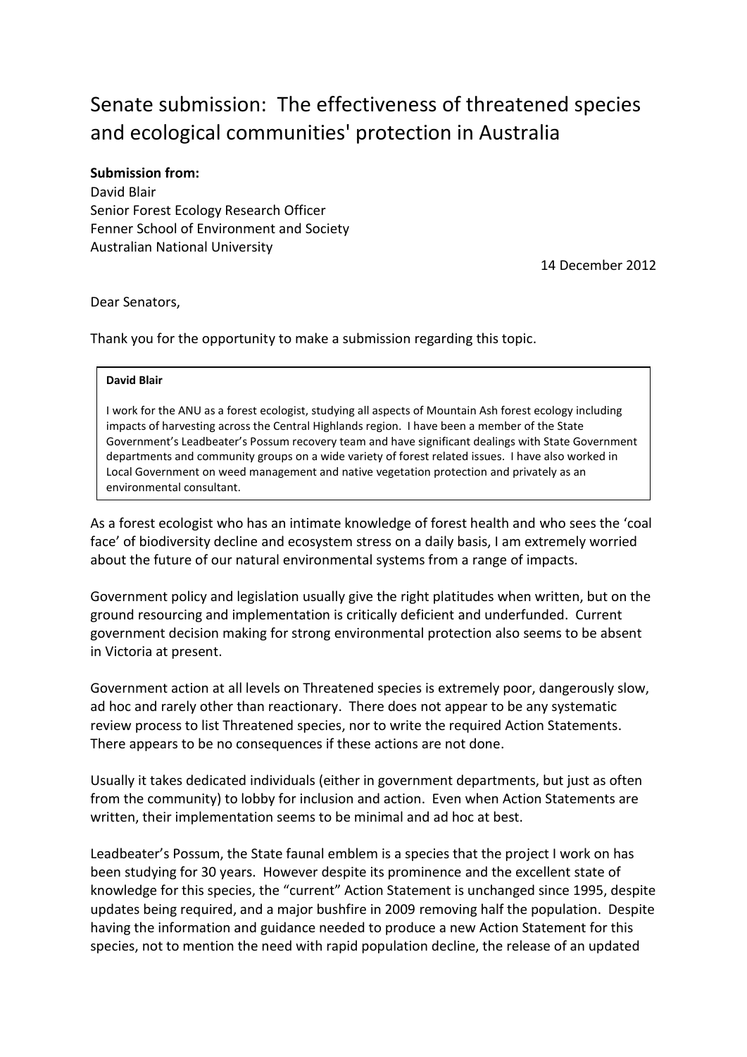# Senate submission: The effectiveness of threatened species and ecological communities' protection in Australia

**Submission from:**
David Blair
Senior Forest Ecology Research Officer
Fenner School of Environment and Society
Australian National University

14 December 2012

Dear Senators,

Thank you for the opportunity to make a submission regarding this topic.

> **David Blair**
>
> I work for the ANU as a forest ecologist, studying all aspects of Mountain Ash forest ecology including impacts of harvesting across the Central Highlands region. I have been a member of the State Government's Leadbeater's Possum recovery team and have significant dealings with State Government departments and community groups on a wide variety of forest related issues. I have also worked in Local Government on weed management and native vegetation protection and privately as an environmental consultant.

As a forest ecologist who has an intimate knowledge of forest health and who sees the 'coal face' of biodiversity decline and ecosystem stress on a daily basis, I am extremely worried about the future of our natural environmental systems from a range of impacts.

Government policy and legislation usually give the right platitudes when written, but on the ground resourcing and implementation is critically deficient and underfunded. Current government decision making for strong environmental protection also seems to be absent in Victoria at present.

Government action at all levels on Threatened species is extremely poor, dangerously slow, ad hoc and rarely other than reactionary. There does not appear to be any systematic review process to list Threatened species, nor to write the required Action Statements. There appears to be no consequences if these actions are not done.

Usually it takes dedicated individuals (either in government departments, but just as often from the community) to lobby for inclusion and action. Even when Action Statements are written, their implementation seems to be minimal and ad hoc at best.

Leadbeater's Possum, the State faunal emblem is a species that the project I work on has been studying for 30 years. However despite its prominence and the excellent state of knowledge for this species, the "current" Action Statement is unchanged since 1995, despite updates being required, and a major bushfire in 2009 removing half the population. Despite having the information and guidance needed to produce a new Action Statement for this species, not to mention the need with rapid population decline, the release of an updated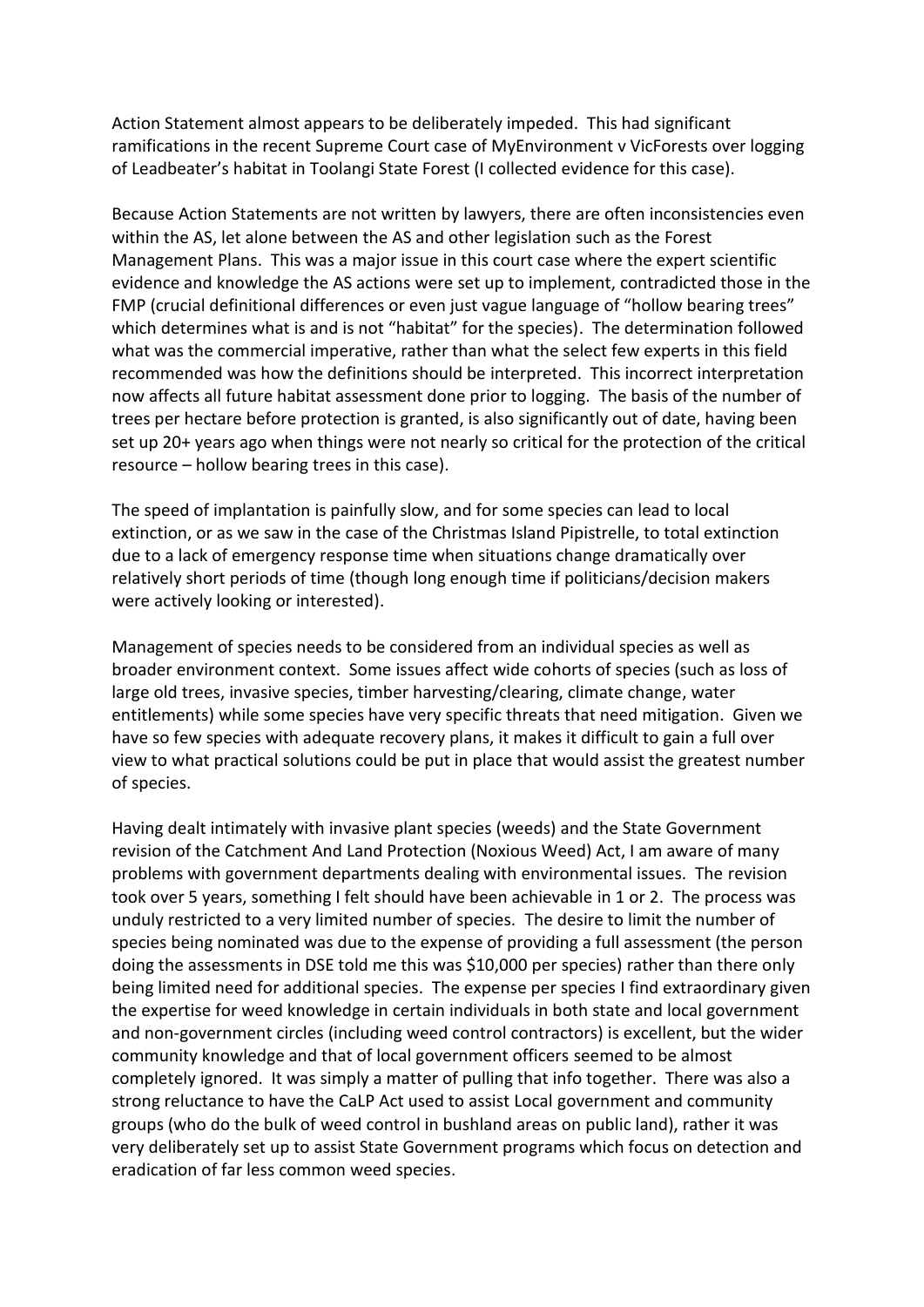Action Statement almost appears to be deliberately impeded. This had significant ramifications in the recent Supreme Court case of MyEnvironment v VicForests over logging of Leadbeater's habitat in Toolangi State Forest (I collected evidence for this case).

Because Action Statements are not written by lawyers, there are often inconsistencies even within the AS, let alone between the AS and other legislation such as the Forest Management Plans. This was a major issue in this court case where the expert scientific evidence and knowledge the AS actions were set up to implement, contradicted those in the FMP (crucial definitional differences or even just vague language of "hollow bearing trees" which determines what is and is not "habitat" for the species). The determination followed what was the commercial imperative, rather than what the select few experts in this field recommended was how the definitions should be interpreted. This incorrect interpretation now affects all future habitat assessment done prior to logging. The basis of the number of trees per hectare before protection is granted, is also significantly out of date, having been set up 20+ years ago when things were not nearly so critical for the protection of the critical resource – hollow bearing trees in this case).

The speed of implantation is painfully slow, and for some species can lead to local extinction, or as we saw in the case of the Christmas Island Pipistrelle, to total extinction due to a lack of emergency response time when situations change dramatically over relatively short periods of time (though long enough time if politicians/decision makers were actively looking or interested).

Management of species needs to be considered from an individual species as well as broader environment context. Some issues affect wide cohorts of species (such as loss of large old trees, invasive species, timber harvesting/clearing, climate change, water entitlements) while some species have very specific threats that need mitigation. Given we have so few species with adequate recovery plans, it makes it difficult to gain a full over view to what practical solutions could be put in place that would assist the greatest number of species.

Having dealt intimately with invasive plant species (weeds) and the State Government revision of the Catchment And Land Protection (Noxious Weed) Act, I am aware of many problems with government departments dealing with environmental issues. The revision took over 5 years, something I felt should have been achievable in 1 or 2. The process was unduly restricted to a very limited number of species. The desire to limit the number of species being nominated was due to the expense of providing a full assessment (the person doing the assessments in DSE told me this was $10,000 per species) rather than there only being limited need for additional species. The expense per species I find extraordinary given the expertise for weed knowledge in certain individuals in both state and local government and non-government circles (including weed control contractors) is excellent, but the wider community knowledge and that of local government officers seemed to be almost completely ignored. It was simply a matter of pulling that info together. There was also a strong reluctance to have the CaLP Act used to assist Local government and community groups (who do the bulk of weed control in bushland areas on public land), rather it was very deliberately set up to assist State Government programs which focus on detection and eradication of far less common weed species.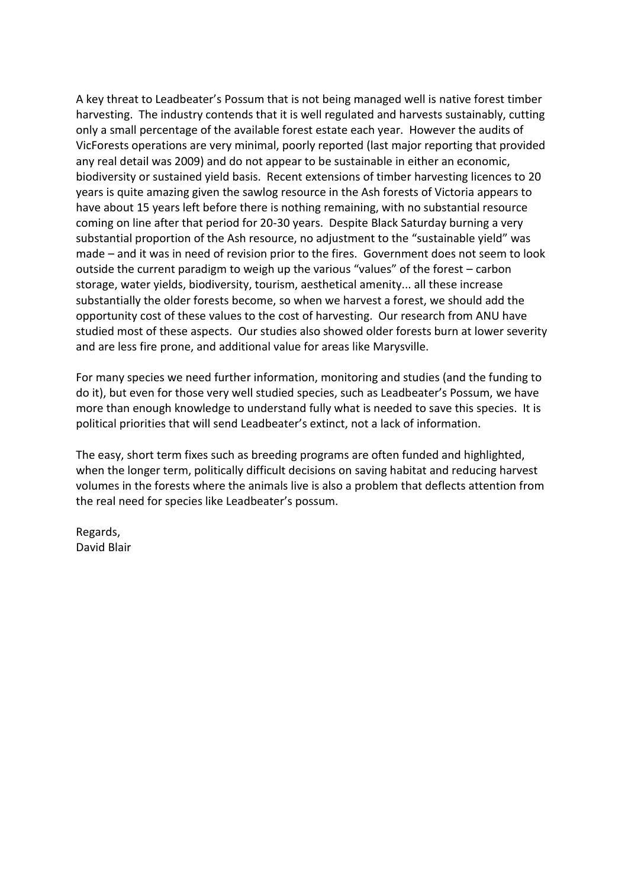A key threat to Leadbeater's Possum that is not being managed well is native forest timber harvesting. The industry contends that it is well regulated and harvests sustainably, cutting only a small percentage of the available forest estate each year. However the audits of VicForests operations are very minimal, poorly reported (last major reporting that provided any real detail was 2009) and do not appear to be sustainable in either an economic, biodiversity or sustained yield basis. Recent extensions of timber harvesting licences to 20 years is quite amazing given the sawlog resource in the Ash forests of Victoria appears to have about 15 years left before there is nothing remaining, with no substantial resource coming on line after that period for 20-30 years. Despite Black Saturday burning a very substantial proportion of the Ash resource, no adjustment to the "sustainable yield" was made – and it was in need of revision prior to the fires. Government does not seem to look outside the current paradigm to weigh up the various "values" of the forest – carbon storage, water yields, biodiversity, tourism, aesthetical amenity... all these increase substantially the older forests become, so when we harvest a forest, we should add the opportunity cost of these values to the cost of harvesting. Our research from ANU have studied most of these aspects. Our studies also showed older forests burn at lower severity and are less fire prone, and additional value for areas like Marysville.

For many species we need further information, monitoring and studies (and the funding to do it), but even for those very well studied species, such as Leadbeater's Possum, we have more than enough knowledge to understand fully what is needed to save this species. It is political priorities that will send Leadbeater's extinct, not a lack of information.

The easy, short term fixes such as breeding programs are often funded and highlighted, when the longer term, politically difficult decisions on saving habitat and reducing harvest volumes in the forests where the animals live is also a problem that deflects attention from the real need for species like Leadbeater's possum.

Regards,
David Blair